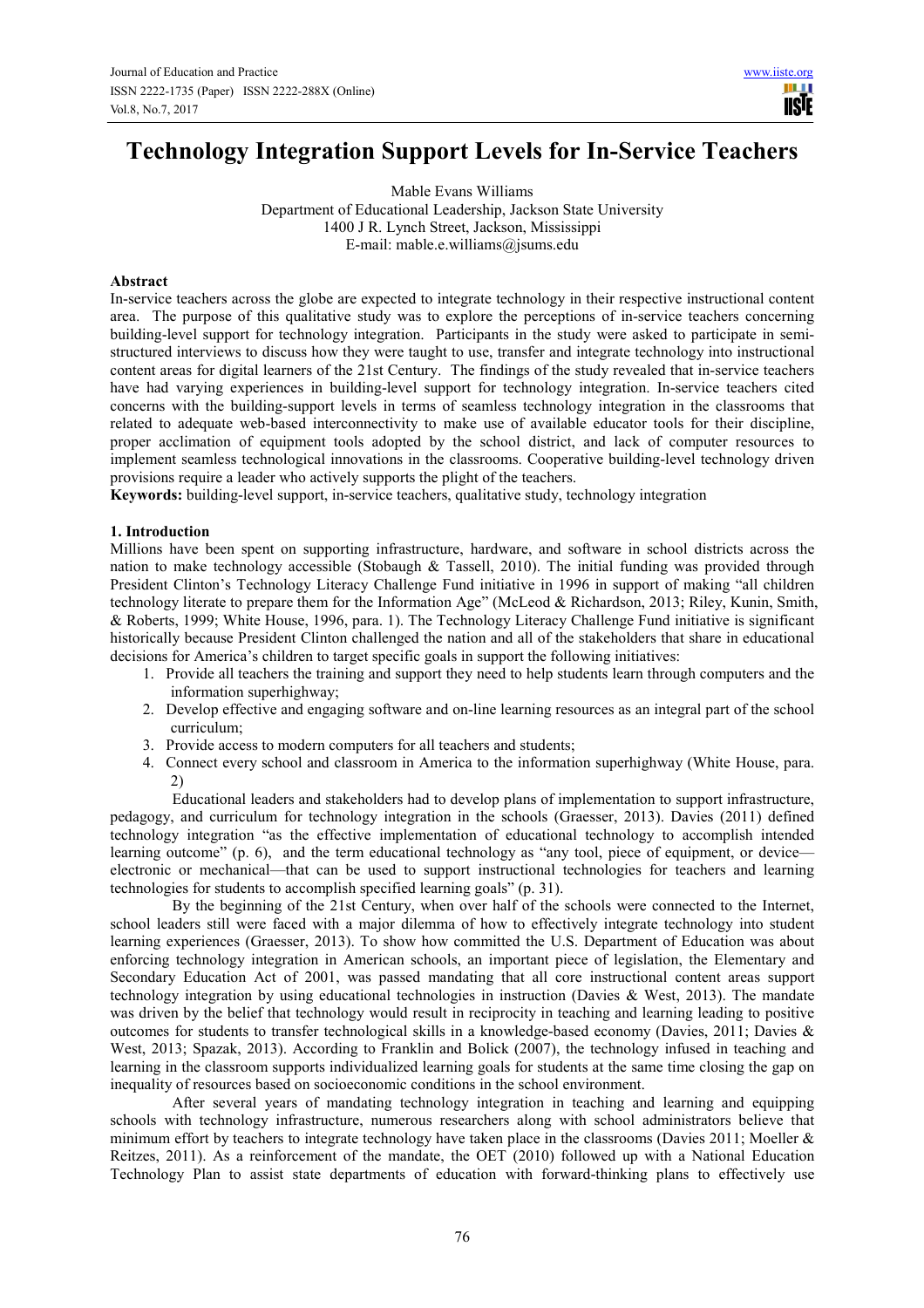# Technology Integration Support Levels for In-Service Teachers

Mable Evans Williams
Department of Educational Leadership, Jackson State University
1400 J R. Lynch Street, Jackson, Mississippi
E-mail: mable.e.williams@jsums.edu

## Abstract

In-service teachers across the globe are expected to integrate technology in their respective instructional content area. The purpose of this qualitative study was to explore the perceptions of in-service teachers concerning building-level support for technology integration. Participants in the study were asked to participate in semi-structured interviews to discuss how they were taught to use, transfer and integrate technology into instructional content areas for digital learners of the 21st Century. The findings of the study revealed that in-service teachers have had varying experiences in building-level support for technology integration. In-service teachers cited concerns with the building-support levels in terms of seamless technology integration in the classrooms that related to adequate web-based interconnectivity to make use of available educator tools for their discipline, proper acclimation of equipment tools adopted by the school district, and lack of computer resources to implement seamless technological innovations in the classrooms. Cooperative building-level technology driven provisions require a leader who actively supports the plight of the teachers.

**Keywords:** building-level support, in-service teachers, qualitative study, technology integration

## 1. Introduction

Millions have been spent on supporting infrastructure, hardware, and software in school districts across the nation to make technology accessible (Stobaugh & Tassell, 2010). The initial funding was provided through President Clinton's Technology Literacy Challenge Fund initiative in 1996 in support of making "all children technology literate to prepare them for the Information Age" (McLeod & Richardson, 2013; Riley, Kunin, Smith, & Roberts, 1999; White House, 1996, para. 1). The Technology Literacy Challenge Fund initiative is significant historically because President Clinton challenged the nation and all of the stakeholders that share in educational decisions for America's children to target specific goals in support the following initiatives:

1. Provide all teachers the training and support they need to help students learn through computers and the information superhighway;
2. Develop effective and engaging software and on-line learning resources as an integral part of the school curriculum;
3. Provide access to modern computers for all teachers and students;
4. Connect every school and classroom in America to the information superhighway (White House, para. 2)

Educational leaders and stakeholders had to develop plans of implementation to support infrastructure, pedagogy, and curriculum for technology integration in the schools (Graesser, 2013). Davies (2011) defined technology integration "as the effective implementation of educational technology to accomplish intended learning outcome" (p. 6), and the term educational technology as "any tool, piece of equipment, or device—electronic or mechanical—that can be used to support instructional technologies for teachers and learning technologies for students to accomplish specified learning goals" (p. 31).

By the beginning of the 21st Century, when over half of the schools were connected to the Internet, school leaders still were faced with a major dilemma of how to effectively integrate technology into student learning experiences (Graesser, 2013). To show how committed the U.S. Department of Education was about enforcing technology integration in American schools, an important piece of legislation, the Elementary and Secondary Education Act of 2001, was passed mandating that all core instructional content areas support technology integration by using educational technologies in instruction (Davies & West, 2013). The mandate was driven by the belief that technology would result in reciprocity in teaching and learning leading to positive outcomes for students to transfer technological skills in a knowledge-based economy (Davies, 2011; Davies & West, 2013; Spazak, 2013). According to Franklin and Bolick (2007), the technology infused in teaching and learning in the classroom supports individualized learning goals for students at the same time closing the gap on inequality of resources based on socioeconomic conditions in the school environment.

After several years of mandating technology integration in teaching and learning and equipping schools with technology infrastructure, numerous researchers along with school administrators believe that minimum effort by teachers to integrate technology have taken place in the classrooms (Davies 2011; Moeller & Reitzes, 2011). As a reinforcement of the mandate, the OET (2010) followed up with a National Education Technology Plan to assist state departments of education with forward-thinking plans to effectively use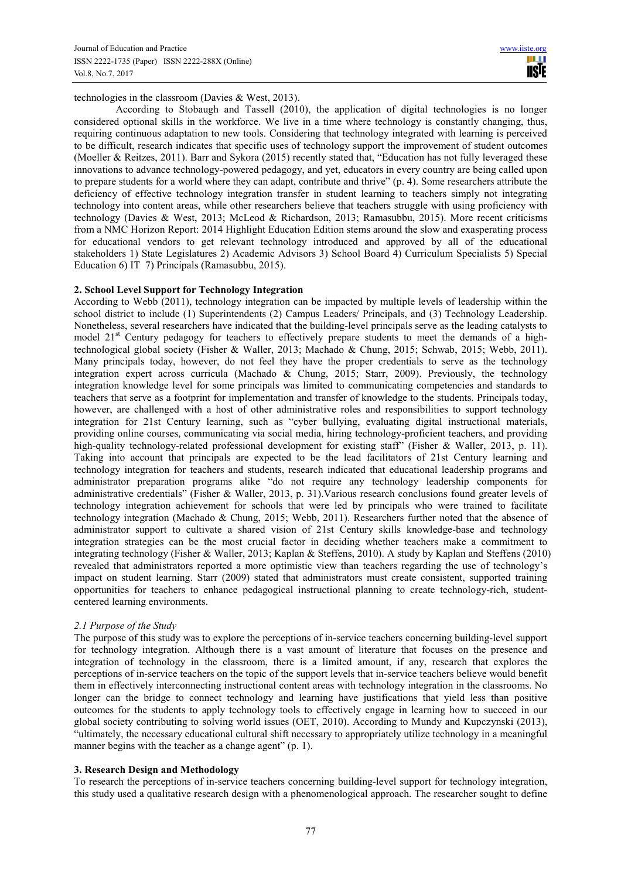technologies in the classroom (Davies & West, 2013).

According to Stobaugh and Tassell (2010), the application of digital technologies is no longer considered optional skills in the workforce. We live in a time where technology is constantly changing, thus, requiring continuous adaptation to new tools. Considering that technology integrated with learning is perceived to be difficult, research indicates that specific uses of technology support the improvement of student outcomes (Moeller & Reitzes, 2011). Barr and Sykora (2015) recently stated that, "Education has not fully leveraged these innovations to advance technology-powered pedagogy, and yet, educators in every country are being called upon to prepare students for a world where they can adapt, contribute and thrive" (p. 4). Some researchers attribute the deficiency of effective technology integration transfer in student learning to teachers simply not integrating technology into content areas, while other researchers believe that teachers struggle with using proficiency with technology (Davies & West, 2013; McLeod & Richardson, 2013; Ramasubbu, 2015). More recent criticisms from a NMC Horizon Report: 2014 Highlight Education Edition stems around the slow and exasperating process for educational vendors to get relevant technology introduced and approved by all of the educational stakeholders 1) State Legislatures 2) Academic Advisors 3) School Board 4) Curriculum Specialists 5) Special Education 6) IT 7) Principals (Ramasubbu, 2015).

## 2. School Level Support for Technology Integration

According to Webb (2011), technology integration can be impacted by multiple levels of leadership within the school district to include (1) Superintendents (2) Campus Leaders/ Principals, and (3) Technology Leadership. Nonetheless, several researchers have indicated that the building-level principals serve as the leading catalysts to model 21st Century pedagogy for teachers to effectively prepare students to meet the demands of a high-technological global society (Fisher & Waller, 2013; Machado & Chung, 2015; Schwab, 2015; Webb, 2011). Many principals today, however, do not feel they have the proper credentials to serve as the technology integration expert across curricula (Machado & Chung, 2015; Starr, 2009). Previously, the technology integration knowledge level for some principals was limited to communicating competencies and standards to teachers that serve as a footprint for implementation and transfer of knowledge to the students. Principals today, however, are challenged with a host of other administrative roles and responsibilities to support technology integration for 21st Century learning, such as "cyber bullying, evaluating digital instructional materials, providing online courses, communicating via social media, hiring technology-proficient teachers, and providing high-quality technology-related professional development for existing staff" (Fisher & Waller, 2013, p. 11). Taking into account that principals are expected to be the lead facilitators of 21st Century learning and technology integration for teachers and students, research indicated that educational leadership programs and administrator preparation programs alike "do not require any technology leadership components for administrative credentials" (Fisher & Waller, 2013, p. 31).Various research conclusions found greater levels of technology integration achievement for schools that were led by principals who were trained to facilitate technology integration (Machado & Chung, 2015; Webb, 2011). Researchers further noted that the absence of administrator support to cultivate a shared vision of 21st Century skills knowledge-base and technology integration strategies can be the most crucial factor in deciding whether teachers make a commitment to integrating technology (Fisher & Waller, 2013; Kaplan & Steffens, 2010). A study by Kaplan and Steffens (2010) revealed that administrators reported a more optimistic view than teachers regarding the use of technology's impact on student learning. Starr (2009) stated that administrators must create consistent, supported training opportunities for teachers to enhance pedagogical instructional planning to create technology-rich, student-centered learning environments.

### *2.1 Purpose of the Study*

The purpose of this study was to explore the perceptions of in-service teachers concerning building-level support for technology integration. Although there is a vast amount of literature that focuses on the presence and integration of technology in the classroom, there is a limited amount, if any, research that explores the perceptions of in-service teachers on the topic of the support levels that in-service teachers believe would benefit them in effectively interconnecting instructional content areas with technology integration in the classrooms. No longer can the bridge to connect technology and learning have justifications that yield less than positive outcomes for the students to apply technology tools to effectively engage in learning how to succeed in our global society contributing to solving world issues (OET, 2010). According to Mundy and Kupczynski (2013), "ultimately, the necessary educational cultural shift necessary to appropriately utilize technology in a meaningful manner begins with the teacher as a change agent" (p. 1).

## 3. Research Design and Methodology

To research the perceptions of in-service teachers concerning building-level support for technology integration, this study used a qualitative research design with a phenomenological approach. The researcher sought to define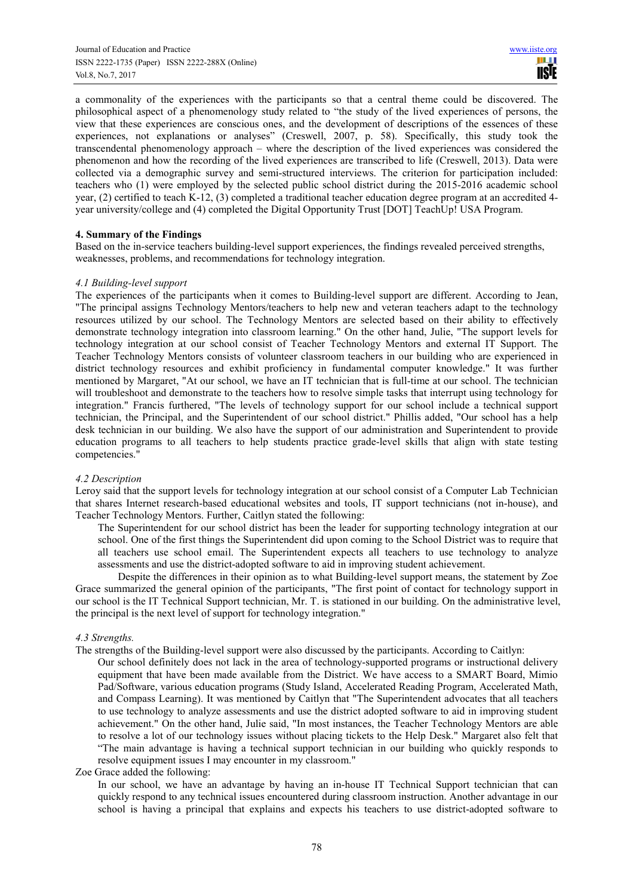a commonality of the experiences with the participants so that a central theme could be discovered. The philosophical aspect of a phenomenology study related to "the study of the lived experiences of persons, the view that these experiences are conscious ones, and the development of descriptions of the essences of these experiences, not explanations or analyses" (Creswell, 2007, p. 58). Specifically, this study took the transcendental phenomenology approach – where the description of the lived experiences was considered the phenomenon and how the recording of the lived experiences are transcribed to life (Creswell, 2013). Data were collected via a demographic survey and semi-structured interviews. The criterion for participation included: teachers who (1) were employed by the selected public school district during the 2015-2016 academic school year, (2) certified to teach K-12, (3) completed a traditional teacher education degree program at an accredited 4-year university/college and (4) completed the Digital Opportunity Trust [DOT] TeachUp! USA Program.

## 4. Summary of the Findings

Based on the in-service teachers building-level support experiences, the findings revealed perceived strengths, weaknesses, problems, and recommendations for technology integration.

### *4.1 Building-level support*

The experiences of the participants when it comes to Building-level support are different. According to Jean, "The principal assigns Technology Mentors/teachers to help new and veteran teachers adapt to the technology resources utilized by our school. The Technology Mentors are selected based on their ability to effectively demonstrate technology integration into classroom learning." On the other hand, Julie, "The support levels for technology integration at our school consist of Teacher Technology Mentors and external IT Support. The Teacher Technology Mentors consists of volunteer classroom teachers in our building who are experienced in district technology resources and exhibit proficiency in fundamental computer knowledge." It was further mentioned by Margaret, "At our school, we have an IT technician that is full-time at our school. The technician will troubleshoot and demonstrate to the teachers how to resolve simple tasks that interrupt using technology for integration." Francis furthered, "The levels of technology support for our school include a technical support technician, the Principal, and the Superintendent of our school district." Phillis added, "Our school has a help desk technician in our building. We also have the support of our administration and Superintendent to provide education programs to all teachers to help students practice grade-level skills that align with state testing competencies."

### *4.2 Description*

Leroy said that the support levels for technology integration at our school consist of a Computer Lab Technician that shares Internet research-based educational websites and tools, IT support technicians (not in-house), and Teacher Technology Mentors. Further, Caitlyn stated the following:

> The Superintendent for our school district has been the leader for supporting technology integration at our school. One of the first things the Superintendent did upon coming to the School District was to require that all teachers use school email. The Superintendent expects all teachers to use technology to analyze assessments and use the district-adopted software to aid in improving student achievement.
>
> Despite the differences in their opinion as to what Building-level support means, the statement by Zoe Grace summarized the general opinion of the participants, "The first point of contact for technology support in our school is the IT Technical Support technician, Mr. T. is stationed in our building. On the administrative level, the principal is the next level of support for technology integration."

### *4.3 Strengths.*

The strengths of the Building-level support were also discussed by the participants. According to Caitlyn:

> Our school definitely does not lack in the area of technology-supported programs or instructional delivery equipment that have been made available from the District. We have access to a SMART Board, Mimio Pad/Software, various education programs (Study Island, Accelerated Reading Program, Accelerated Math, and Compass Learning). It was mentioned by Caitlyn that "The Superintendent advocates that all teachers to use technology to analyze assessments and use the district adopted software to aid in improving student achievement." On the other hand, Julie said, "In most instances, the Teacher Technology Mentors are able to resolve a lot of our technology issues without placing tickets to the Help Desk." Margaret also felt that "The main advantage is having a technical support technician in our building who quickly responds to resolve equipment issues I may encounter in my classroom."

Zoe Grace added the following:

> In our school, we have an advantage by having an in-house IT Technical Support technician that can quickly respond to any technical issues encountered during classroom instruction. Another advantage in our school is having a principal that explains and expects his teachers to use district-adopted software to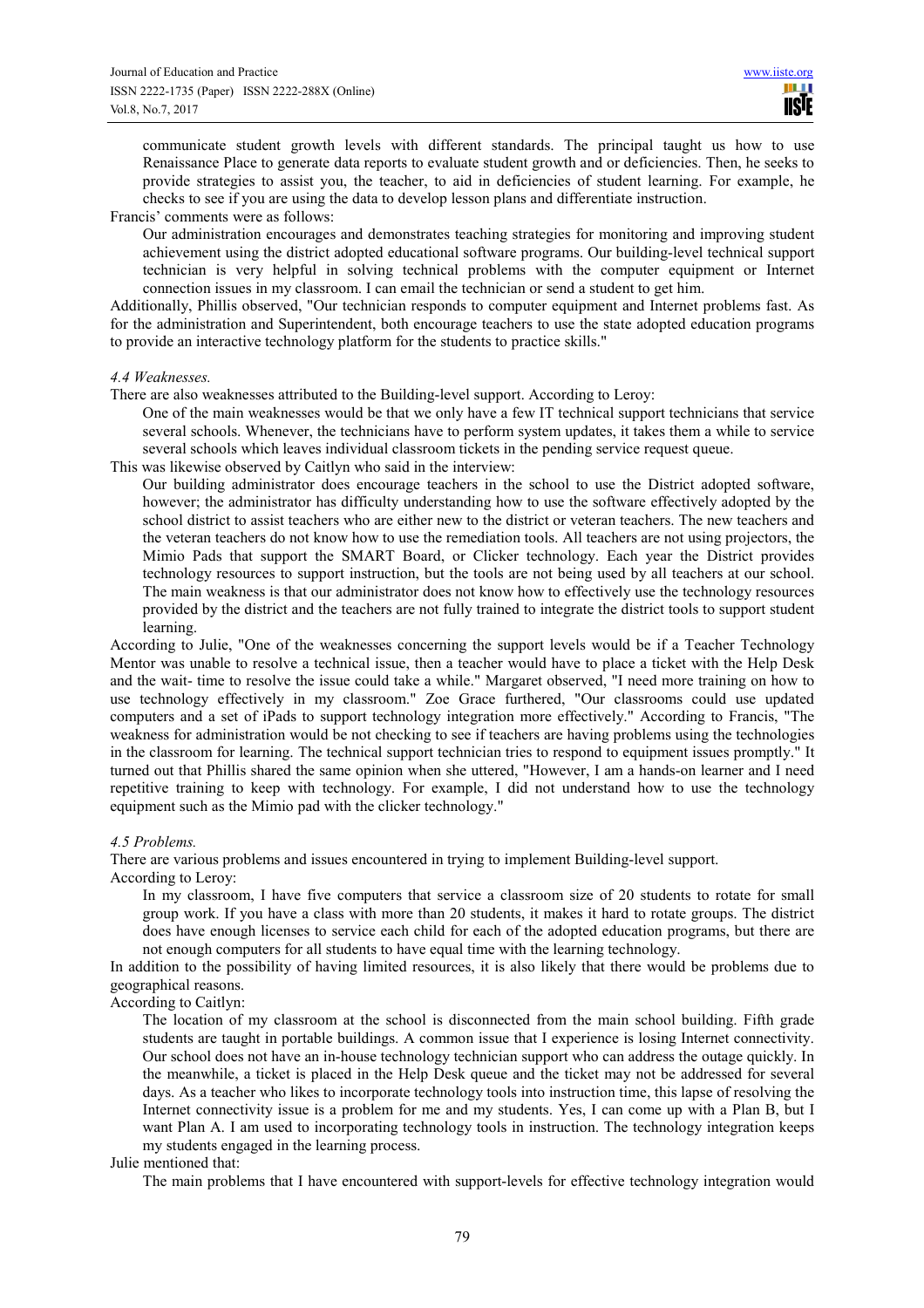communicate student growth levels with different standards. The principal taught us how to use Renaissance Place to generate data reports to evaluate student growth and or deficiencies. Then, he seeks to provide strategies to assist you, the teacher, to aid in deficiencies of student learning. For example, he checks to see if you are using the data to develop lesson plans and differentiate instruction.

Francis' comments were as follows:

> Our administration encourages and demonstrates teaching strategies for monitoring and improving student achievement using the district adopted educational software programs. Our building-level technical support technician is very helpful in solving technical problems with the computer equipment or Internet connection issues in my classroom. I can email the technician or send a student to get him.

Additionally, Phillis observed, "Our technician responds to computer equipment and Internet problems fast. As for the administration and Superintendent, both encourage teachers to use the state adopted education programs to provide an interactive technology platform for the students to practice skills."

#### *4.4 Weaknesses.*

There are also weaknesses attributed to the Building-level support. According to Leroy:

> One of the main weaknesses would be that we only have a few IT technical support technicians that service several schools. Whenever, the technicians have to perform system updates, it takes them a while to service several schools which leaves individual classroom tickets in the pending service request queue.

This was likewise observed by Caitlyn who said in the interview:

> Our building administrator does encourage teachers in the school to use the District adopted software, however; the administrator has difficulty understanding how to use the software effectively adopted by the school district to assist teachers who are either new to the district or veteran teachers. The new teachers and the veteran teachers do not know how to use the remediation tools. All teachers are not using projectors, the Mimio Pads that support the SMART Board, or Clicker technology. Each year the District provides technology resources to support instruction, but the tools are not being used by all teachers at our school. The main weakness is that our administrator does not know how to effectively use the technology resources provided by the district and the teachers are not fully trained to integrate the district tools to support student learning.

According to Julie, "One of the weaknesses concerning the support levels would be if a Teacher Technology Mentor was unable to resolve a technical issue, then a teacher would have to place a ticket with the Help Desk and the wait- time to resolve the issue could take a while." Margaret observed, "I need more training on how to use technology effectively in my classroom." Zoe Grace furthered, "Our classrooms could use updated computers and a set of iPads to support technology integration more effectively." According to Francis, "The weakness for administration would be not checking to see if teachers are having problems using the technologies in the classroom for learning. The technical support technician tries to respond to equipment issues promptly." It turned out that Phillis shared the same opinion when she uttered, "However, I am a hands-on learner and I need repetitive training to keep with technology. For example, I did not understand how to use the technology equipment such as the Mimio pad with the clicker technology."

#### *4.5 Problems.*

There are various problems and issues encountered in trying to implement Building-level support.

According to Leroy:

> In my classroom, I have five computers that service a classroom size of 20 students to rotate for small group work. If you have a class with more than 20 students, it makes it hard to rotate groups. The district does have enough licenses to service each child for each of the adopted education programs, but there are not enough computers for all students to have equal time with the learning technology.

In addition to the possibility of having limited resources, it is also likely that there would be problems due to geographical reasons.

According to Caitlyn:

> The location of my classroom at the school is disconnected from the main school building. Fifth grade students are taught in portable buildings. A common issue that I experience is losing Internet connectivity. Our school does not have an in-house technology technician support who can address the outage quickly. In the meanwhile, a ticket is placed in the Help Desk queue and the ticket may not be addressed for several days. As a teacher who likes to incorporate technology tools into instruction time, this lapse of resolving the Internet connectivity issue is a problem for me and my students. Yes, I can come up with a Plan B, but I want Plan A. I am used to incorporating technology tools in instruction. The technology integration keeps my students engaged in the learning process.

Julie mentioned that:

> The main problems that I have encountered with support-levels for effective technology integration would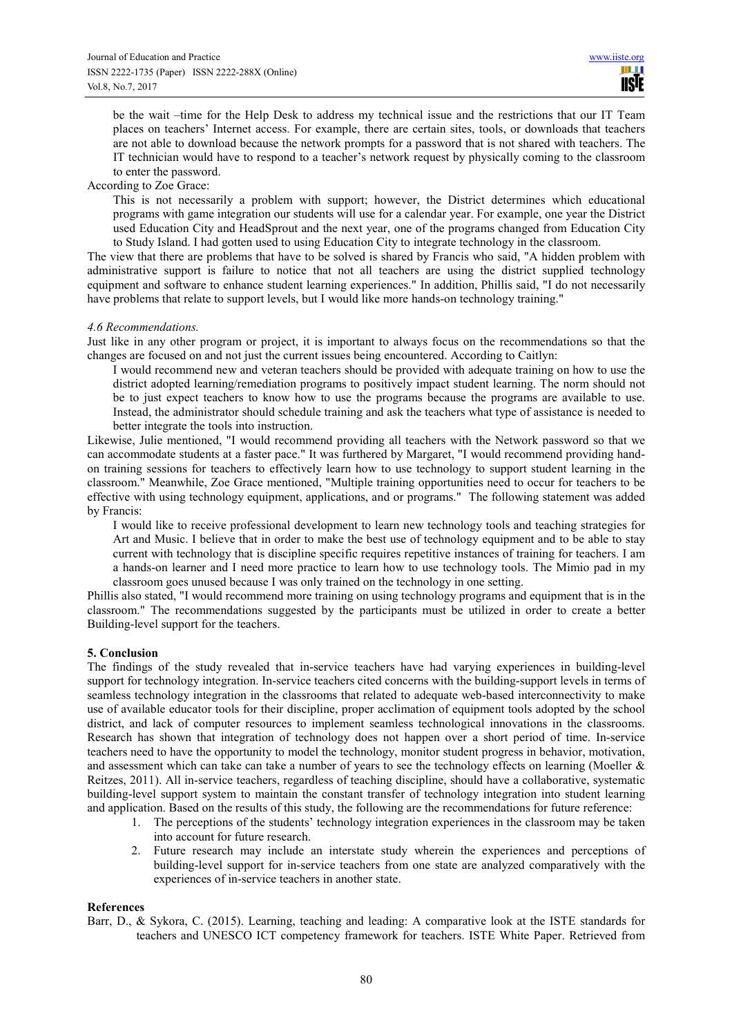be the wait –time for the Help Desk to address my technical issue and the restrictions that our IT Team places on teachers' Internet access. For example, there are certain sites, tools, or downloads that teachers are not able to download because the network prompts for a password that is not shared with teachers. The IT technician would have to respond to a teacher's network request by physically coming to the classroom to enter the password.

According to Zoe Grace:

> This is not necessarily a problem with support; however, the District determines which educational programs with game integration our students will use for a calendar year. For example, one year the District used Education City and HeadSprout and the next year, one of the programs changed from Education City to Study Island. I had gotten used to using Education City to integrate technology in the classroom.

The view that there are problems that have to be solved is shared by Francis who said, "A hidden problem with administrative support is failure to notice that not all teachers are using the district supplied technology equipment and software to enhance student learning experiences." In addition, Phillis said, "I do not necessarily have problems that relate to support levels, but I would like more hands-on technology training."

*4.6 Recommendations.*

Just like in any other program or project, it is important to always focus on the recommendations so that the changes are focused on and not just the current issues being encountered. According to Caitlyn:

> I would recommend new and veteran teachers should be provided with adequate training on how to use the district adopted learning/remediation programs to positively impact student learning. The norm should not be to just expect teachers to know how to use the programs because the programs are available to use. Instead, the administrator should schedule training and ask the teachers what type of assistance is needed to better integrate the tools into instruction.

Likewise, Julie mentioned, "I would recommend providing all teachers with the Network password so that we can accommodate students at a faster pace." It was furthered by Margaret, "I would recommend providing hand-on training sessions for teachers to effectively learn how to use technology to support student learning in the classroom." Meanwhile, Zoe Grace mentioned, "Multiple training opportunities need to occur for teachers to be effective with using technology equipment, applications, and or programs." The following statement was added by Francis:

> I would like to receive professional development to learn new technology tools and teaching strategies for Art and Music. I believe that in order to make the best use of technology equipment and to be able to stay current with technology that is discipline specific requires repetitive instances of training for teachers. I am a hands-on learner and I need more practice to learn how to use technology tools. The Mimio pad in my classroom goes unused because I was only trained on the technology in one setting.

Phillis also stated, "I would recommend more training on using technology programs and equipment that is in the classroom." The recommendations suggested by the participants must be utilized in order to create a better Building-level support for the teachers.

## 5. Conclusion

The findings of the study revealed that in-service teachers have had varying experiences in building-level support for technology integration. In-service teachers cited concerns with the building-support levels in terms of seamless technology integration in the classrooms that related to adequate web-based interconnectivity to make use of available educator tools for their discipline, proper acclimation of equipment tools adopted by the school district, and lack of computer resources to implement seamless technological innovations in the classrooms. Research has shown that integration of technology does not happen over a short period of time. In-service teachers need to have the opportunity to model the technology, monitor student progress in behavior, motivation, and assessment which can take can take a number of years to see the technology effects on learning (Moeller & Reitzes, 2011). All in-service teachers, regardless of teaching discipline, should have a collaborative, systematic building-level support system to maintain the constant transfer of technology integration into student learning and application. Based on the results of this study, the following are the recommendations for future reference:

1. The perceptions of the students' technology integration experiences in the classroom may be taken into account for future research.
2. Future research may include an interstate study wherein the experiences and perceptions of building-level support for in-service teachers from one state are analyzed comparatively with the experiences of in-service teachers in another state.

## References

Barr, D., & Sykora, C. (2015). Learning, teaching and leading: A comparative look at the ISTE standards for teachers and UNESCO ICT competency framework for teachers. ISTE White Paper. Retrieved from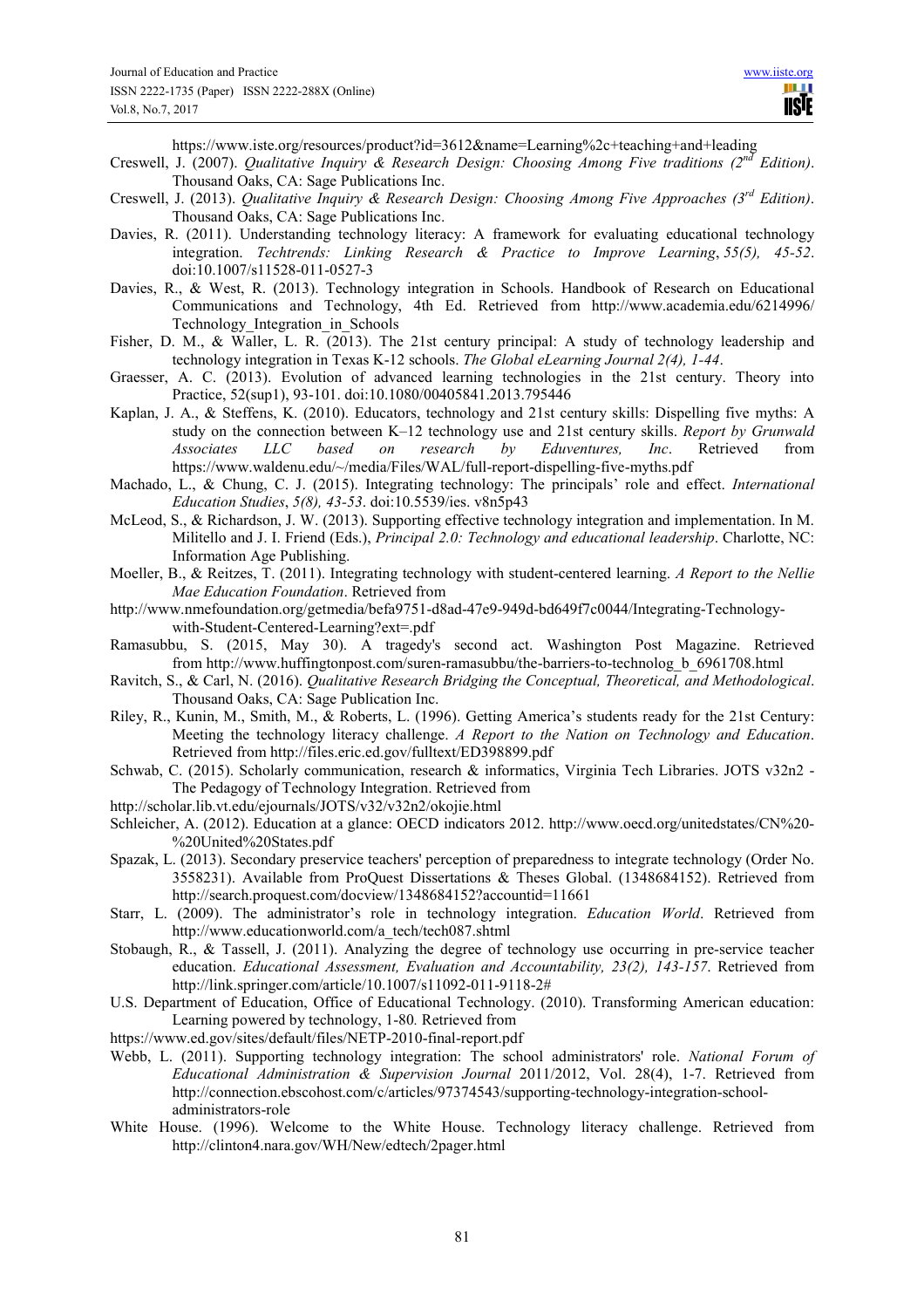https://www.iste.org/resources/product?id=3612&name=Learning%2c+teaching+and+leading

Creswell, J. (2007). *Qualitative Inquiry & Research Design: Choosing Among Five traditions (2nd Edition)*. Thousand Oaks, CA: Sage Publications Inc.

Creswell, J. (2013). *Qualitative Inquiry & Research Design: Choosing Among Five Approaches (3rd Edition)*. Thousand Oaks, CA: Sage Publications Inc.

Davies, R. (2011). Understanding technology literacy: A framework for evaluating educational technology integration. *Techtrends: Linking Research & Practice to Improve Learning*, *55(5), 45-52*. doi:10.1007/s11528-011-0527-3

Davies, R., & West, R. (2013). Technology integration in Schools. Handbook of Research on Educational Communications and Technology, 4th Ed. Retrieved from http://www.academia.edu/6214996/ Technology_Integration_in_Schools

Fisher, D. M., & Waller, L. R. (2013). The 21st century principal: A study of technology leadership and technology integration in Texas K-12 schools. *The Global eLearning Journal 2(4), 1-44*.

Graesser, A. C. (2013). Evolution of advanced learning technologies in the 21st century. Theory into Practice, 52(sup1), 93-101. doi:10.1080/00405841.2013.795446

Kaplan, J. A., & Steffens, K. (2010). Educators, technology and 21st century skills: Dispelling five myths: A study on the connection between K–12 technology use and 21st century skills. *Report by Grunwald Associates LLC based on research by Eduventures, Inc*. Retrieved from https://www.waldenu.edu/~/media/Files/WAL/full-report-dispelling-five-myths.pdf

Machado, L., & Chung, C. J. (2015). Integrating technology: The principals' role and effect. *International Education Studies*, *5(8), 43-53*. doi:10.5539/ies. v8n5p43

McLeod, S., & Richardson, J. W. (2013). Supporting effective technology integration and implementation. In M. Militello and J. I. Friend (Eds.), *Principal 2.0: Technology and educational leadership*. Charlotte, NC: Information Age Publishing.

Moeller, B., & Reitzes, T. (2011). Integrating technology with student-centered learning. *A Report to the Nellie Mae Education Foundation*. Retrieved from

http://www.nmefoundation.org/getmedia/befa9751-d8ad-47e9-949d-bd649f7c0044/Integrating-Technology-with-Student-Centered-Learning?ext=.pdf

Ramasubbu, S. (2015, May 30). A tragedy's second act. Washington Post Magazine. Retrieved from http://www.huffingtonpost.com/suren-ramasubbu/the-barriers-to-technolog_b_6961708.html

Ravitch, S., & Carl, N. (2016). *Qualitative Research Bridging the Conceptual, Theoretical, and Methodological*. Thousand Oaks, CA: Sage Publication Inc.

Riley, R., Kunin, M., Smith, M., & Roberts, L. (1996). Getting America's students ready for the 21st Century: Meeting the technology literacy challenge. *A Report to the Nation on Technology and Education*. Retrieved from http://files.eric.ed.gov/fulltext/ED398899.pdf

Schwab, C. (2015). Scholarly communication, research & informatics, Virginia Tech Libraries. JOTS v32n2 - The Pedagogy of Technology Integration. Retrieved from

http://scholar.lib.vt.edu/ejournals/JOTS/v32/v32n2/okojie.html

Schleicher, A. (2012). Education at a glance: OECD indicators 2012. http://www.oecd.org/unitedstates/CN%20-%20United%20States.pdf

Spazak, L. (2013). Secondary preservice teachers' perception of preparedness to integrate technology (Order No. 3558231). Available from ProQuest Dissertations & Theses Global. (1348684152). Retrieved from http://search.proquest.com/docview/1348684152?accountid=11661

Starr, L. (2009). The administrator's role in technology integration. *Education World*. Retrieved from http://www.educationworld.com/a_tech/tech087.shtml

Stobaugh, R., & Tassell, J. (2011). Analyzing the degree of technology use occurring in pre-service teacher education. *Educational Assessment, Evaluation and Accountability, 23(2), 143-157*. Retrieved from http://link.springer.com/article/10.1007/s11092-011-9118-2#

U.S. Department of Education, Office of Educational Technology. (2010). Transforming American education: Learning powered by technology, 1-80*.* Retrieved from

https://www.ed.gov/sites/default/files/NETP-2010-final-report.pdf

Webb, L. (2011). Supporting technology integration: The school administrators' role. *National Forum of Educational Administration & Supervision Journal* 2011/2012, Vol. 28(4), 1-7. Retrieved from http://connection.ebscohost.com/c/articles/97374543/supporting-technology-integration-school-administrators-role

White House. (1996). Welcome to the White House. Technology literacy challenge. Retrieved from http://clinton4.nara.gov/WH/New/edtech/2pager.html